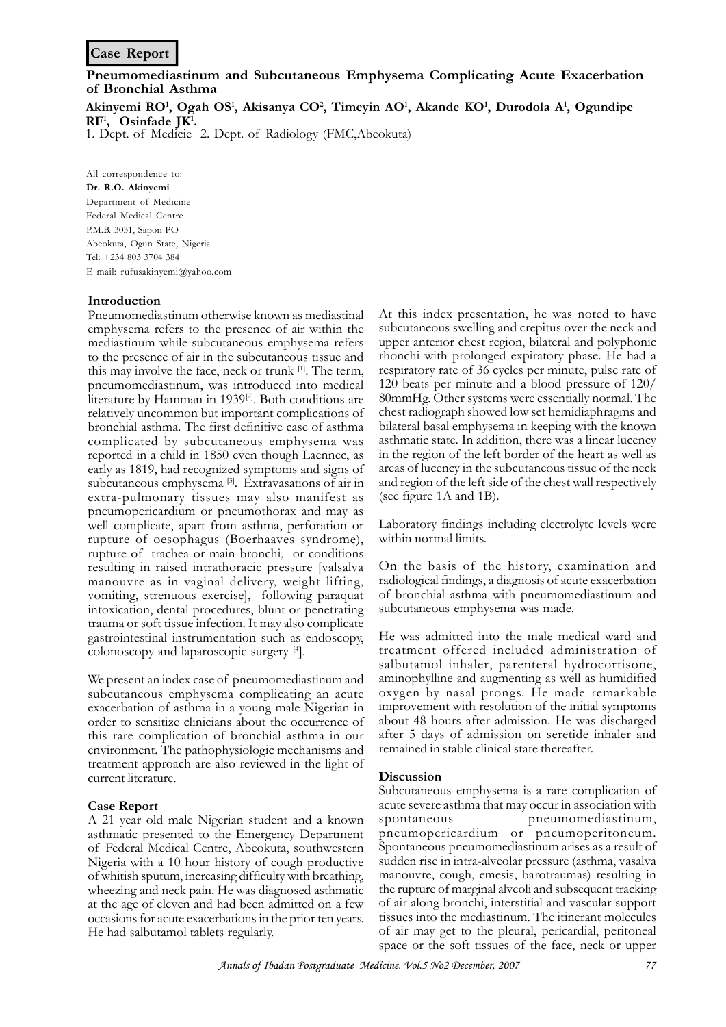**Case Report**

# Pneumomediastinum and Subcutaneous Emphysema Complicating Acute Exacerbation of Bronchial Asthma

**Akinyemi RO[1], Ogah OS[1], Akisanya CO[2], Timeyin AO[1], Akande KO[1], Durodola A[1], Ogundipe RF[1], Osinfade JK[1].**

1. Dept. of Medicie 2. Dept. of Radiology (FMC,Abeokuta)

All correspondence to:
**Dr. R.O. Akinyemi**
Department of Medicine
Federal Medical Centre
P.M.B. 3031, Sapon PO
Abeokuta, Ogun State, Nigeria
Tel: +234 803 3704 384
E mail: rufusakinyemi@yahoo.com

## Introduction

Pneumomediastinum otherwise known as mediastinal emphysema refers to the presence of air within the mediastinum while subcutaneous emphysema refers to the presence of air in the subcutaneous tissue and this may involve the face, neck or trunk [1]. The term, pneumomediastinum, was introduced into medical literature by Hamman in 1939[2]. Both conditions are relatively uncommon but important complications of bronchial asthma. The first definitive case of asthma complicated by subcutaneous emphysema was reported in a child in 1850 even though Laennec, as early as 1819, had recognized symptoms and signs of subcutaneous emphysema [3]. Extravasations of air in extra-pulmonary tissues may also manifest as pneumopericardium or pneumothorax and may as well complicate, apart from asthma, perforation or rupture of oesophagus (Boerhaaves syndrome), rupture of trachea or main bronchi, or conditions resulting in raised intrathoracic pressure [valsalva manouvre as in vaginal delivery, weight lifting, vomiting, strenuous exercise], following paraquat intoxication, dental procedures, blunt or penetrating trauma or soft tissue infection. It may also complicate gastrointestinal instrumentation such as endoscopy, colonoscopy and laparoscopic surgery [4].

We present an index case of pneumomediastinum and subcutaneous emphysema complicating an acute exacerbation of asthma in a young male Nigerian in order to sensitize clinicians about the occurrence of this rare complication of bronchial asthma in our environment. The pathophysiologic mechanisms and treatment approach are also reviewed in the light of current literature.

## Case Report

A 21 year old male Nigerian student and a known asthmatic presented to the Emergency Department of Federal Medical Centre, Abeokuta, southwestern Nigeria with a 10 hour history of cough productive of whitish sputum, increasing difficulty with breathing, wheezing and neck pain. He was diagnosed asthmatic at the age of eleven and had been admitted on a few occasions for acute exacerbations in the prior ten years. He had salbutamol tablets regularly.

At this index presentation, he was noted to have subcutaneous swelling and crepitus over the neck and upper anterior chest region, bilateral and polyphonic rhonchi with prolonged expiratory phase. He had a respiratory rate of 36 cycles per minute, pulse rate of 120 beats per minute and a blood pressure of 120/80mmHg. Other systems were essentially normal. The chest radiograph showed low set hemidiaphragms and bilateral basal emphysema in keeping with the known asthmatic state. In addition, there was a linear lucency in the region of the left border of the heart as well as areas of lucency in the subcutaneous tissue of the neck and region of the left side of the chest wall respectively (see figure 1A and 1B).

Laboratory findings including electrolyte levels were within normal limits.

On the basis of the history, examination and radiological findings, a diagnosis of acute exacerbation of bronchial asthma with pneumomediastinum and subcutaneous emphysema was made.

He was admitted into the male medical ward and treatment offered included administration of salbutamol inhaler, parenteral hydrocortisone, aminophylline and augmenting as well as humidified oxygen by nasal prongs. He made remarkable improvement with resolution of the initial symptoms about 48 hours after admission. He was discharged after 5 days of admission on seretide inhaler and remained in stable clinical state thereafter.

## Discussion

Subcutaneous emphysema is a rare complication of acute severe asthma that may occur in association with spontaneous pneumomediastinum, pneumopericardium or pneumoperitoneum. Spontaneous pneumomediastinum arises as a result of sudden rise in intra-alveolar pressure (asthma, vasalva manouvre, cough, emesis, barotraumas) resulting in the rupture of marginal alveoli and subsequent tracking of air along bronchi, interstitial and vascular support tissues into the mediastinum. The itinerant molecules of air may get to the pleural, pericardial, peritoneal space or the soft tissues of the face, neck or upper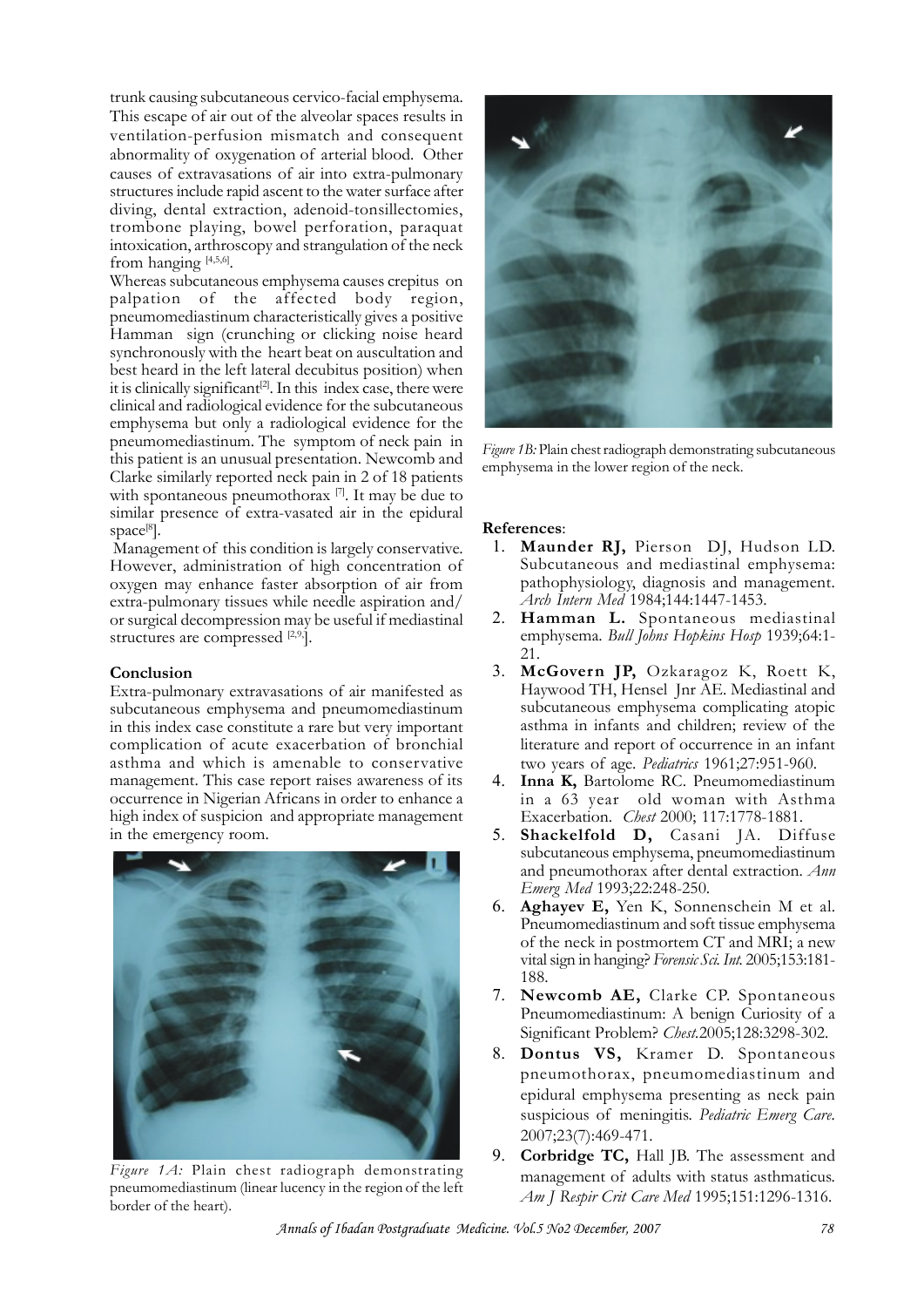trunk causing subcutaneous cervico-facial emphysema. This escape of air out of the alveolar spaces results in ventilation-perfusion mismatch and consequent abnormality of oxygenation of arterial blood. Other causes of extravasations of air into extra-pulmonary structures include rapid ascent to the water surface after diving, dental extraction, adenoid-tonsillectomies, trombone playing, bowel perforation, paraquat intoxication, arthroscopy and strangulation of the neck from hanging [4,5,6].

Whereas subcutaneous emphysema causes crepitus on palpation of the affected body region, pneumomediastinum characteristically gives a positive Hamman sign (crunching or clicking noise heard synchronously with the heart beat on auscultation and best heard in the left lateral decubitus position) when it is clinically significant[2]. In this index case, there were clinical and radiological evidence for the subcutaneous emphysema but only a radiological evidence for the pneumomediastinum. The symptom of neck pain in this patient is an unusual presentation. Newcomb and Clarke similarly reported neck pain in 2 of 18 patients with spontaneous pneumothorax [7]. It may be due to similar presence of extra-vasated air in the epidural space[8].

Management of this condition is largely conservative. However, administration of high concentration of oxygen may enhance faster absorption of air from extra-pulmonary tissues while needle aspiration and/ or surgical decompression may be useful if mediastinal structures are compressed [2,9,].

**Conclusion**

Extra-pulmonary extravasations of air manifested as subcutaneous emphysema and pneumomediastinum in this index case constitute a rare but very important complication of acute exacerbation of bronchial asthma and which is amenable to conservative management. This case report raises awareness of its occurrence in Nigerian Africans in order to enhance a high index of suspicion and appropriate management in the emergency room.

*Figure 1A:* Plain chest radiograph demonstrating pneumomediastinum (linear lucency in the region of the left border of the heart).

*Figure 1B:* Plain chest radiograph demonstrating subcutaneous emphysema in the lower region of the neck.

**References**:

1. **Maunder RJ,** Pierson DJ, Hudson LD. Subcutaneous and mediastinal emphysema: pathophysiology, diagnosis and management. *Arch Intern Med* 1984;144:1447-1453.
2. **Hamman L.** Spontaneous mediastinal emphysema. *Bull Johns Hopkins Hosp* 1939;64:1-21.
3. **McGovern JP,** Ozkaragoz K, Roett K, Haywood TH, Hensel Jnr AE. Mediastinal and subcutaneous emphysema complicating atopic asthma in infants and children; review of the literature and report of occurrence in an infant two years of age. *Pediatrics* 1961;27:951-960.
4. **Inna K,** Bartolome RC. Pneumomediastinum in a 63 year old woman with Asthma Exacerbation. *Chest* 2000; 117:1778-1881.
5. **Shackelfold D,** Casani JA. Diffuse subcutaneous emphysema, pneumomediastinum and pneumothorax after dental extraction. *Ann Emerg Med* 1993;22:248-250.
6. **Aghayev E,** Yen K, Sonnenschein M et al. Pneumomediastinum and soft tissue emphysema of the neck in postmortem CT and MRI; a new vital sign in hanging? *Forensic Sci. Int.* 2005;153:181-188.
7. **Newcomb AE,** Clarke CP. Spontaneous Pneumomediastinum: A benign Curiosity of a Significant Problem? *Chest.*2005;128:3298-302.
8. **Dontus VS,** Kramer D. Spontaneous pneumothorax, pneumomediastinum and epidural emphysema presenting as neck pain suspicious of meningitis. *Pediatric Emerg Care.* 2007;23(7):469-471.
9. **Corbridge TC,** Hall JB. The assessment and management of adults with status asthmaticus. *Am J Respir Crit Care Med* 1995;151:1296-1316.